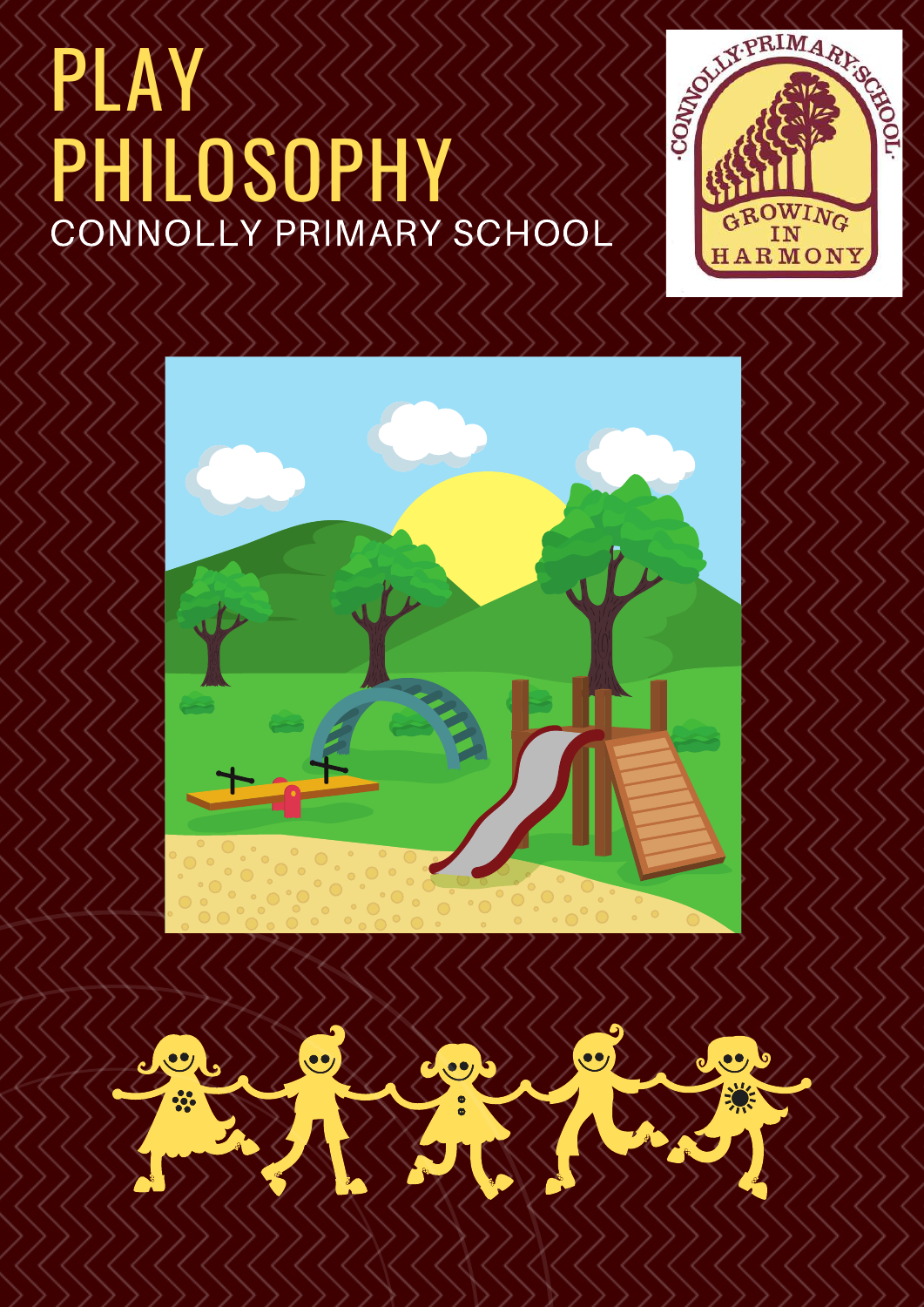# PLAY PHILOSOPHY

CONNOLLY PRIMARY SCHOOL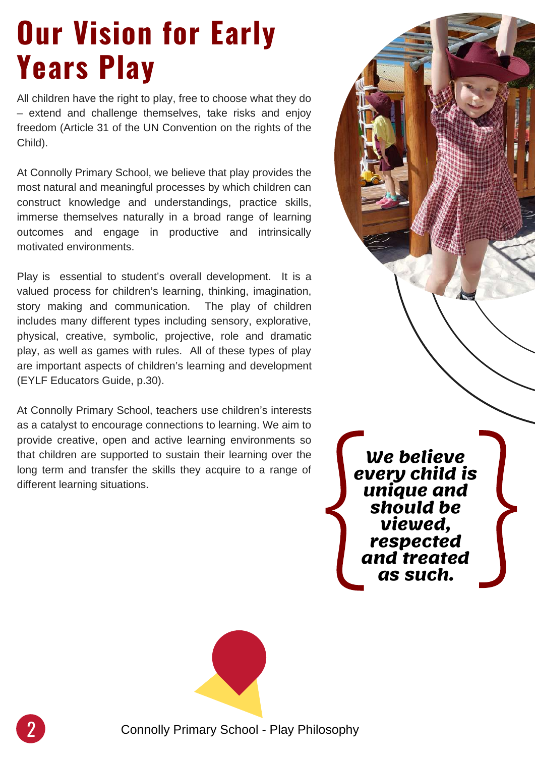# Our Vision for Early Years Play

All children have the right to play, free to choose what they do – extend and challenge themselves, take risks and enjoy freedom (Article 31 of the UN Convention on the rights of the Child).

At Connolly Primary School, we believe that play provides the most natural and meaningful processes by which children can construct knowledge and understandings, practice skills, immerse themselves naturally in a broad range of learning outcomes and engage in productive and intrinsically motivated environments.

Play is essential to student's overall development. It is a valued process for children's learning, thinking, imagination, story making and communication. The play of children includes many different types including sensory, explorative, physical, creative, symbolic, projective, role and dramatic play, as well as games with rules. All of these types of play are important aspects of children's learning and development (EYLF Educators Guide, p.30).

At Connolly Primary School, teachers use children's interests as a catalyst to encourage connections to learning. We aim to provide creative, open and active learning environments so that children are supported to sustain their learning over the long term and transfer the skills they acquire to a range of different learning situations.

***We believe every child is unique and should be viewed, respected and treated as such.***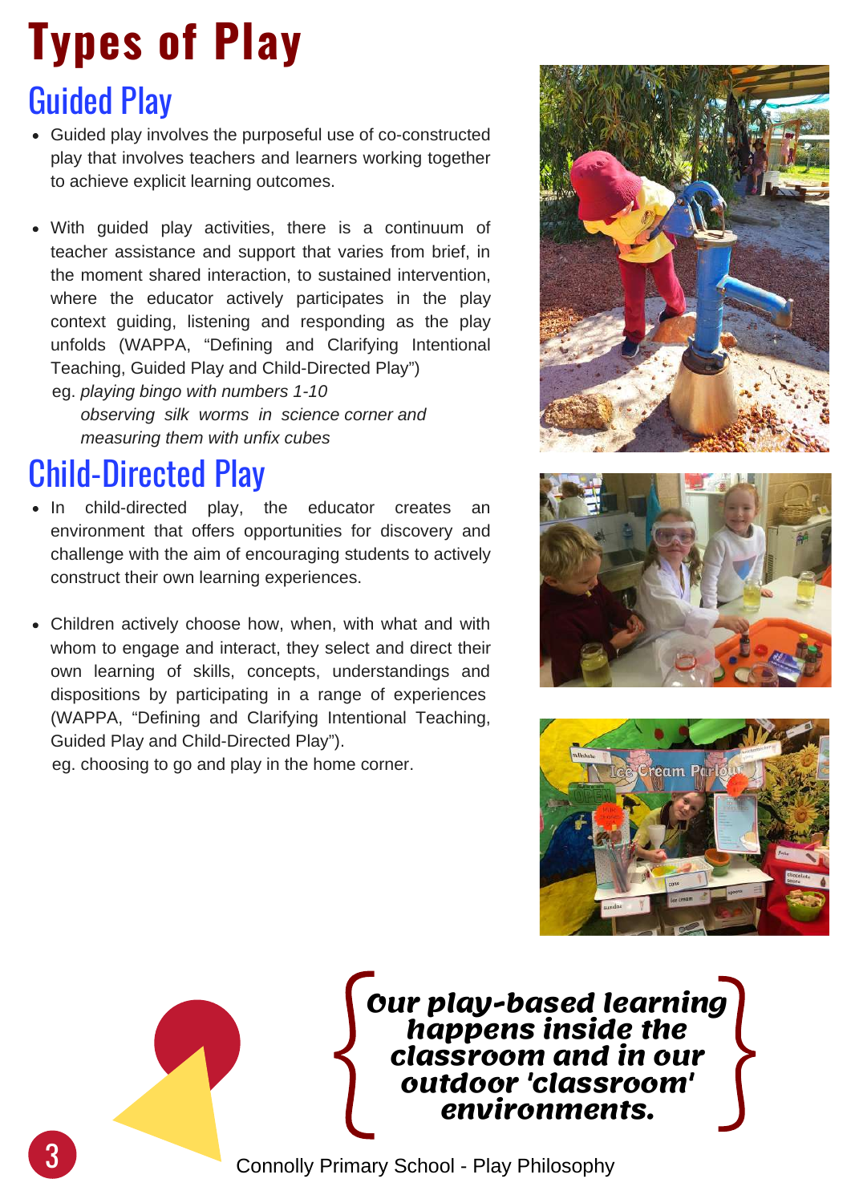# Types of Play

## Guided Play

- Guided play involves the purposeful use of co-constructed play that involves teachers and learners working together to achieve explicit learning outcomes.
- With guided play activities, there is a continuum of teacher assistance and support that varies from brief, in the moment shared interaction, to sustained intervention, where the educator actively participates in the play context guiding, listening and responding as the play unfolds (WAPPA, "Defining and Clarifying Intentional Teaching, Guided Play and Child-Directed Play")

  eg. *playing bingo with numbers 1-10*

  *observing silk worms in science corner and measuring them with unfix cubes*

## Child-Directed Play

- In child-directed play, the educator creates an environment that offers opportunities for discovery and challenge with the aim of encouraging students to actively construct their own learning experiences.
- Children actively choose how, when, with what and with whom to engage and interact, they select and direct their own learning of skills, concepts, understandings and dispositions by participating in a range of experiences (WAPPA, "Defining and Clarifying Intentional Teaching, Guided Play and Child-Directed Play").

  eg. choosing to go and play in the home corner.

***Our play-based learning happens inside the classroom and in our outdoor 'classroom' environments.***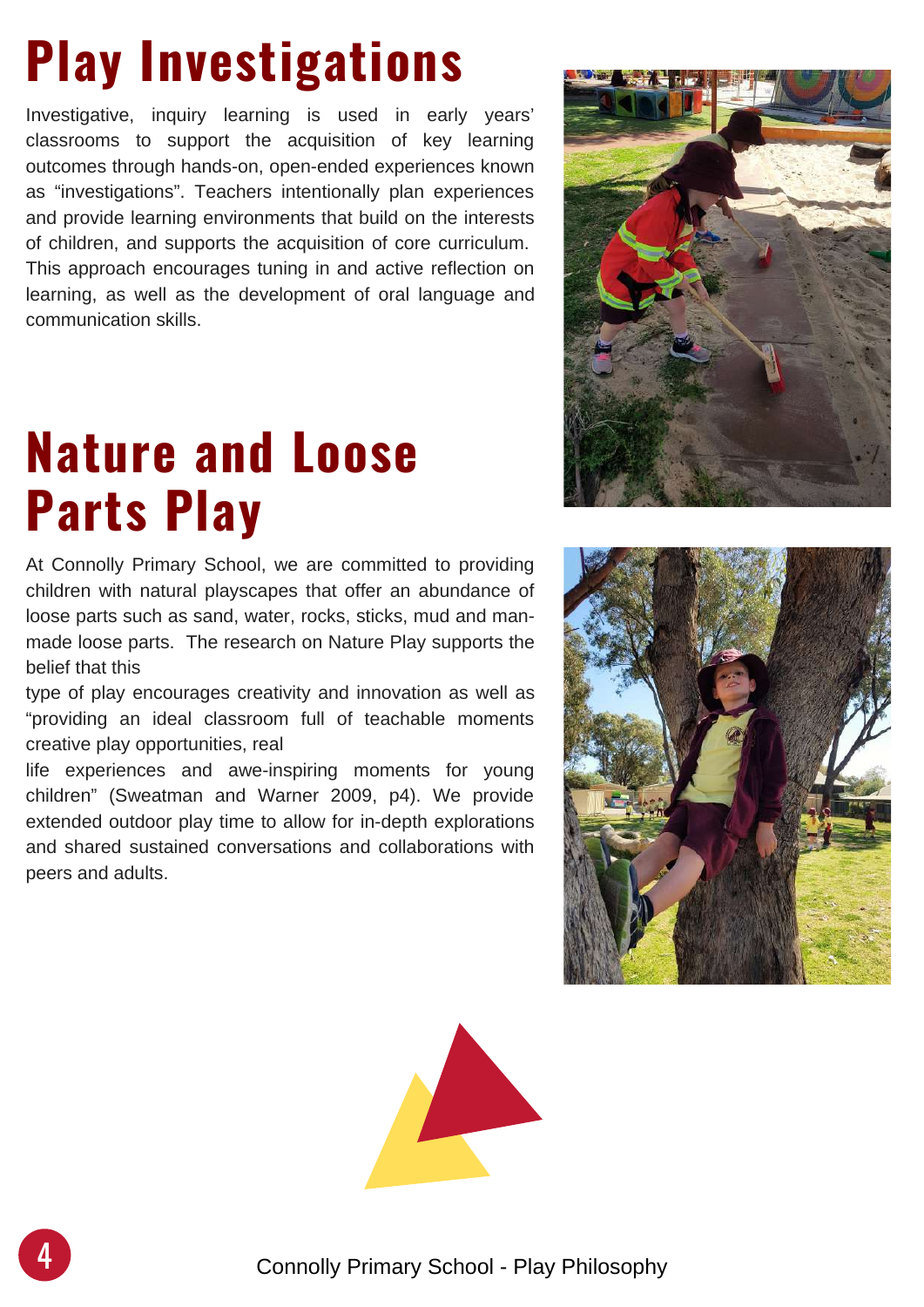# Play Investigations

Investigative, inquiry learning is used in early years' classrooms to support the acquisition of key learning outcomes through hands-on, open-ended experiences known as "investigations". Teachers intentionally plan experiences and provide learning environments that build on the interests of children, and supports the acquisition of core curriculum. This approach encourages tuning in and active reflection on learning, as well as the development of oral language and communication skills.

# Nature and Loose Parts Play

At Connolly Primary School, we are committed to providing children with natural playscapes that offer an abundance of loose parts such as sand, water, rocks, sticks, mud and man-made loose parts. The research on Nature Play supports the belief that this type of play encourages creativity and innovation as well as "providing an ideal classroom full of teachable moments creative play opportunities, real life experiences and awe-inspiring moments for young children" (Sweatman and Warner 2009, p4). We provide extended outdoor play time to allow for in-depth explorations and shared sustained conversations and collaborations with peers and adults.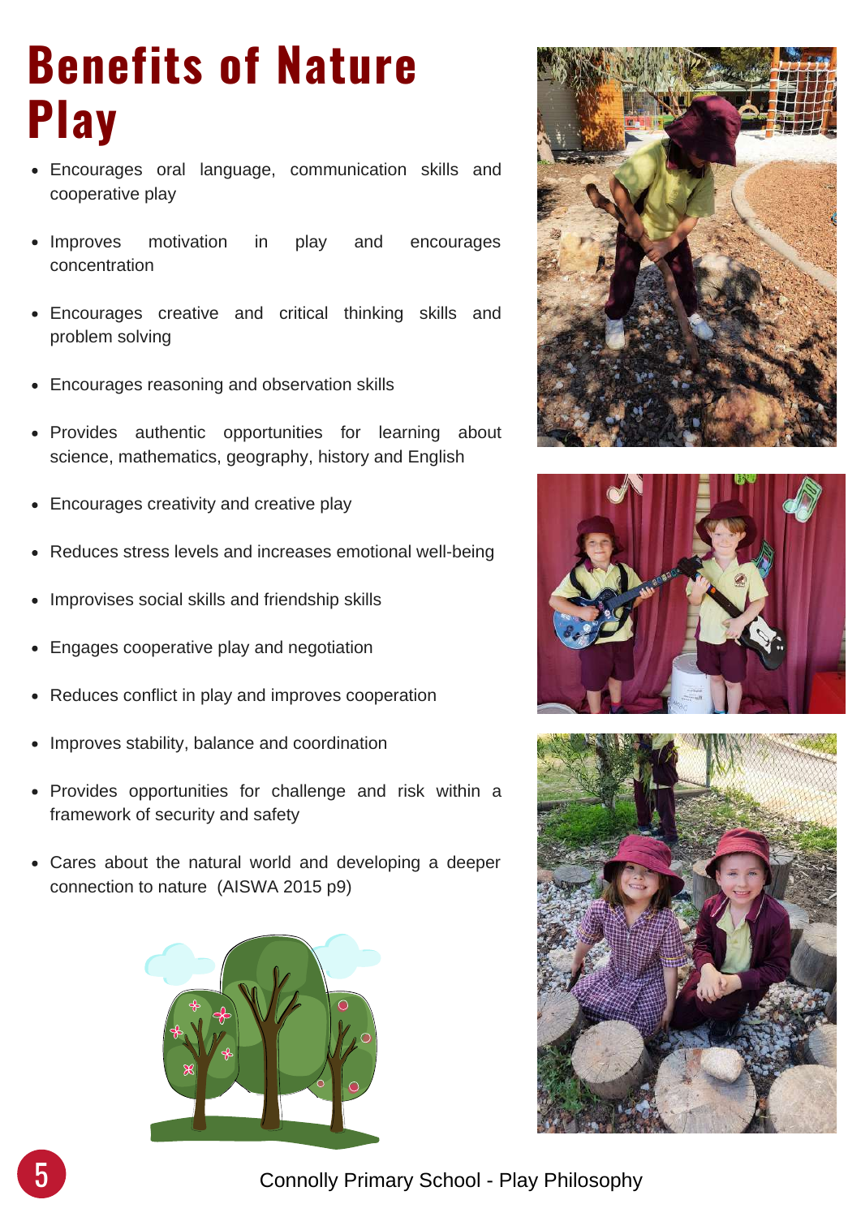# Benefits of Nature Play

- Encourages oral language, communication skills and cooperative play
- Improves motivation in play and encourages concentration
- Encourages creative and critical thinking skills and problem solving
- Encourages reasoning and observation skills
- Provides authentic opportunities for learning about science, mathematics, geography, history and English
- Encourages creativity and creative play
- Reduces stress levels and increases emotional well-being
- Improvises social skills and friendship skills
- Engages cooperative play and negotiation
- Reduces conflict in play and improves cooperation
- Improves stability, balance and coordination
- Provides opportunities for challenge and risk within a framework of security and safety
- Cares about the natural world and developing a deeper connection to nature (AISWA 2015 p9)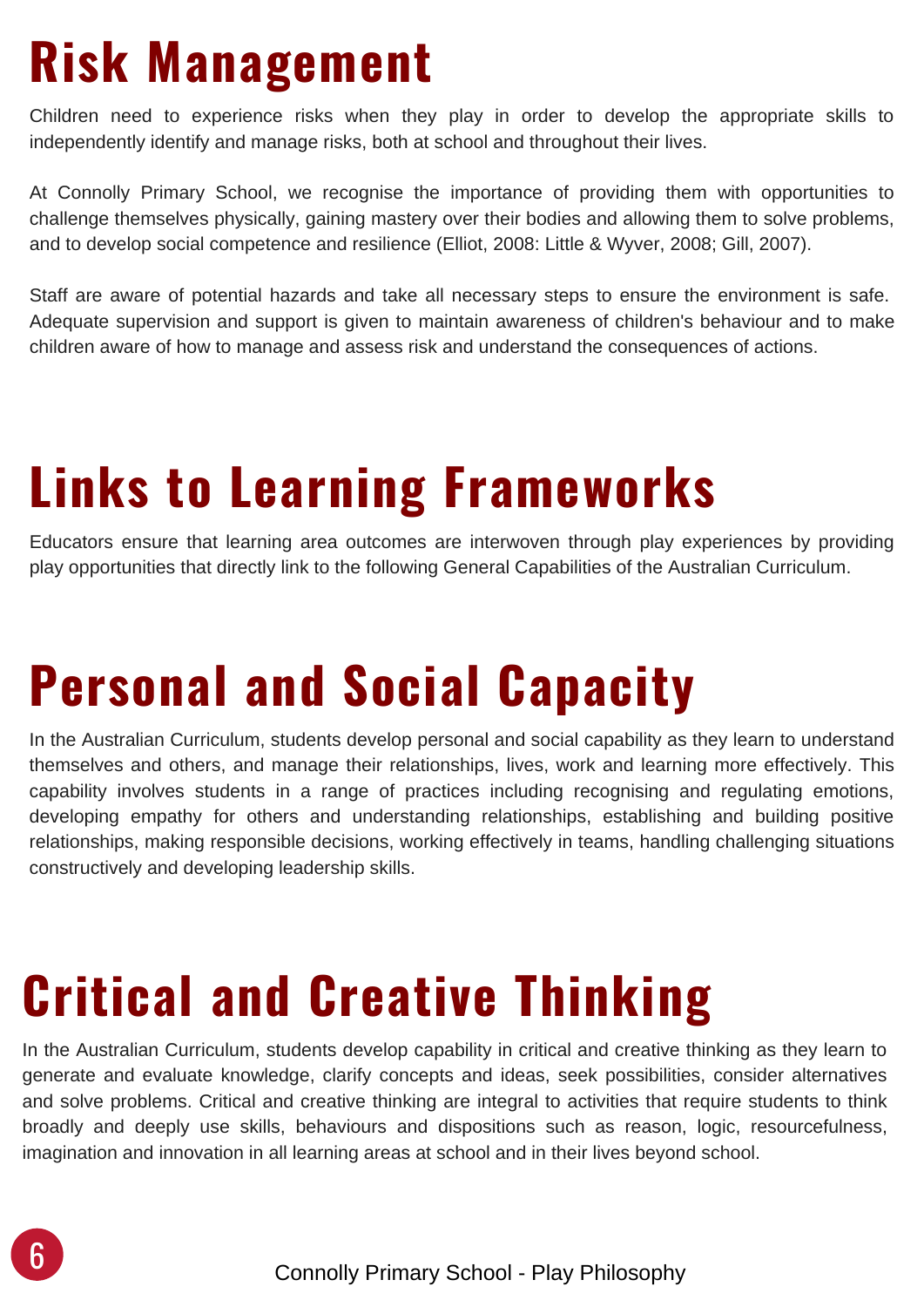# Risk Management

Children need to experience risks when they play in order to develop the appropriate skills to independently identify and manage risks, both at school and throughout their lives.

At Connolly Primary School, we recognise the importance of providing them with opportunities to challenge themselves physically, gaining mastery over their bodies and allowing them to solve problems, and to develop social competence and resilience (Elliot, 2008: Little & Wyver, 2008; Gill, 2007).

Staff are aware of potential hazards and take all necessary steps to ensure the environment is safe. Adequate supervision and support is given to maintain awareness of children's behaviour and to make children aware of how to manage and assess risk and understand the consequences of actions.

# Links to Learning Frameworks

Educators ensure that learning area outcomes are interwoven through play experiences by providing play opportunities that directly link to the following General Capabilities of the Australian Curriculum.

# Personal and Social Capacity

In the Australian Curriculum, students develop personal and social capability as they learn to understand themselves and others, and manage their relationships, lives, work and learning more effectively. This capability involves students in a range of practices including recognising and regulating emotions, developing empathy for others and understanding relationships, establishing and building positive relationships, making responsible decisions, working effectively in teams, handling challenging situations constructively and developing leadership skills.

# Critical and Creative Thinking

In the Australian Curriculum, students develop capability in critical and creative thinking as they learn to generate and evaluate knowledge, clarify concepts and ideas, seek possibilities, consider alternatives and solve problems. Critical and creative thinking are integral to activities that require students to think broadly and deeply use skills, behaviours and dispositions such as reason, logic, resourcefulness, imagination and innovation in all learning areas at school and in their lives beyond school.